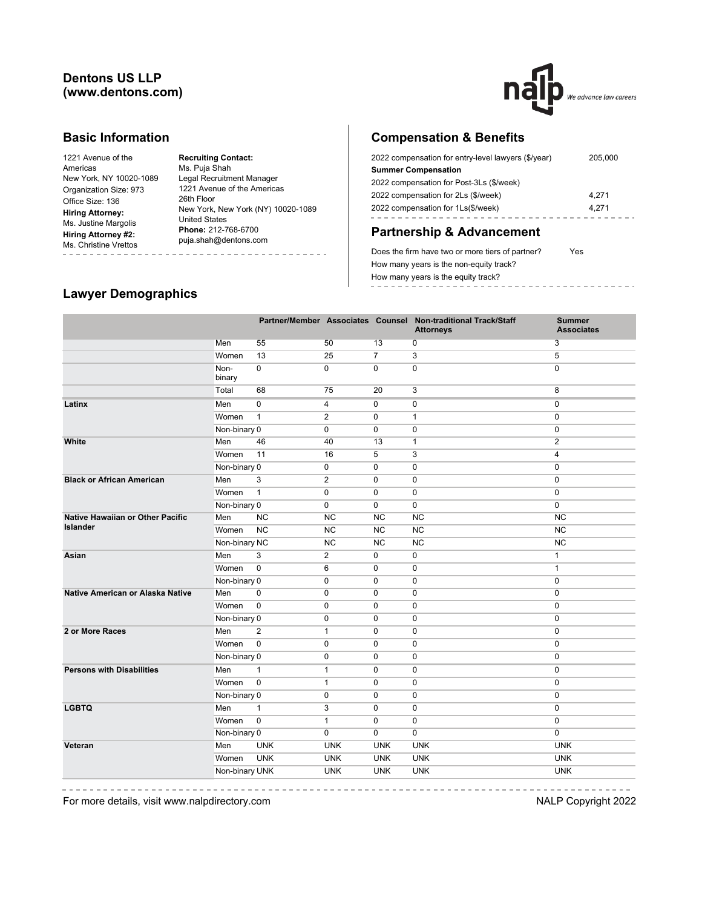**Dentons US LLP**
**(www.dentons.com)**

## Basic Information

1221 Avenue of the Americas
New York, NY 10020-1089
Organization Size: 973
Office Size: 136
**Hiring Attorney:**
Ms. Justine Margolis
**Hiring Attorney #2:**
Ms. Christine Vrettos

**Recruiting Contact:**
Ms. Puja Shah
Legal Recruitment Manager
1221 Avenue of the Americas
26th Floor
New York, New York (NY) 10020-1089
United States
**Phone:** 212-768-6700
puja.shah@dentons.com

## Compensation & Benefits

| | |
|---|---|
| 2022 compensation for entry-level lawyers ($/year) | 205,000 |
| **Summer Compensation** | |
| 2022 compensation for Post-3Ls ($/week) | |
| 2022 compensation for 2Ls ($/week) | 4,271 |
| 2022 compensation for 1Ls($/week) | 4,271 |

## Partnership & Advancement

| | |
|---|---|
| Does the firm have two or more tiers of partner? | Yes |
| How many years is the non-equity track? | |
| How many years is the equity track? | |

## Lawyer Demographics

| | | Partner/Member | Associates | Counsel | Non-traditional Track/Staff Attorneys | Summer Associates |
|---|---|---|---|---|---|---|
| | Men | 55 | 50 | 13 | 0 | 3 |
| | Women | 13 | 25 | 7 | 3 | 5 |
| | Non-binary | 0 | 0 | 0 | 0 | 0 |
| | Total | 68 | 75 | 20 | 3 | 8 |
| **Latinx** | Men | 0 | 4 | 0 | 0 | 0 |
| | Women | 1 | 2 | 0 | 1 | 0 |
| | Non-binary | 0 | 0 | 0 | 0 | 0 |
| **White** | Men | 46 | 40 | 13 | 1 | 2 |
| | Women | 11 | 16 | 5 | 3 | 4 |
| | Non-binary | 0 | 0 | 0 | 0 | 0 |
| **Black or African American** | Men | 3 | 2 | 0 | 0 | 0 |
| | Women | 1 | 0 | 0 | 0 | 0 |
| | Non-binary | 0 | 0 | 0 | 0 | 0 |
| **Native Hawaiian or Other Pacific Islander** | Men | NC | NC | NC | NC | NC |
| | Women | NC | NC | NC | NC | NC |
| | Non-binary | NC | NC | NC | NC | NC |
| **Asian** | Men | 3 | 2 | 0 | 0 | 1 |
| | Women | 0 | 6 | 0 | 0 | 1 |
| | Non-binary | 0 | 0 | 0 | 0 | 0 |
| **Native American or Alaska Native** | Men | 0 | 0 | 0 | 0 | 0 |
| | Women | 0 | 0 | 0 | 0 | 0 |
| | Non-binary | 0 | 0 | 0 | 0 | 0 |
| **2 or More Races** | Men | 2 | 1 | 0 | 0 | 0 |
| | Women | 0 | 0 | 0 | 0 | 0 |
| | Non-binary | 0 | 0 | 0 | 0 | 0 |
| **Persons with Disabilities** | Men | 1 | 1 | 0 | 0 | 0 |
| | Women | 0 | 1 | 0 | 0 | 0 |
| | Non-binary | 0 | 0 | 0 | 0 | 0 |
| **LGBTQ** | Men | 1 | 3 | 0 | 0 | 0 |
| | Women | 0 | 1 | 0 | 0 | 0 |
| | Non-binary | 0 | 0 | 0 | 0 | 0 |
| **Veteran** | Men | UNK | UNK | UNK | UNK | UNK |
| | Women | UNK | UNK | UNK | UNK | UNK |
| | Non-binary | UNK | UNK | UNK | UNK | UNK |

For more details, visit www.nalpdirectory.com

NALP Copyright 2022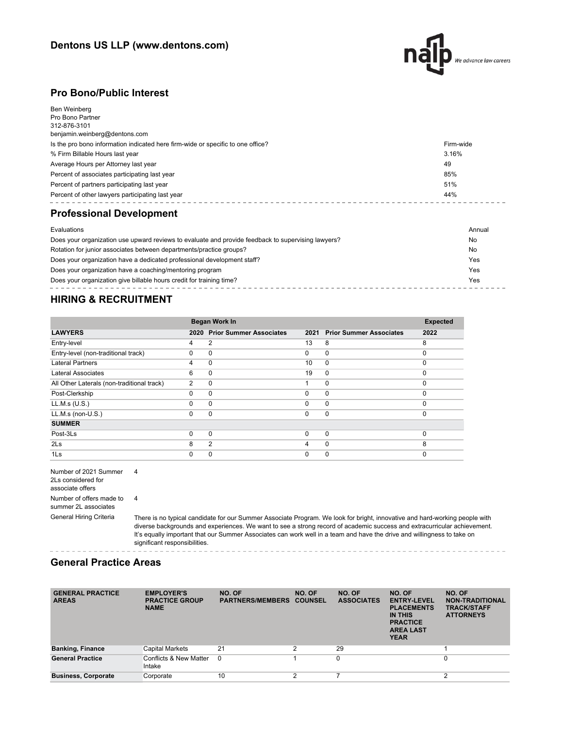## Dentons US LLP (www.dentons.com)

## Pro Bono/Public Interest

Ben Weinberg
Pro Bono Partner
312-876-3101
benjamin.weinberg@dentons.com

| | |
|---|---|
| Is the pro bono information indicated here firm-wide or specific to one office? | Firm-wide |
| % Firm Billable Hours last year | 3.16% |
| Average Hours per Attorney last year | 49 |
| Percent of associates participating last year | 85% |
| Percent of partners participating last year | 51% |
| Percent of other lawyers participating last year | 44% |

## Professional Development

| | |
|---|---|
| Evaluations | Annual |
| Does your organization use upward reviews to evaluate and provide feedback to supervising lawyers? | No |
| Rotation for junior associates between departments/practice groups? | No |
| Does your organization have a dedicated professional development staff? | Yes |
| Does your organization have a coaching/mentoring program | Yes |
| Does your organization give billable hours credit for training time? | Yes |

## HIRING & RECRUITMENT

| | Began Work In | | | | Expected |
|---|---|---|---|---|---|
| **LAWYERS** | **2020** | **Prior Summer Associates** | **2021** | **Prior Summer Associates** | **2022** |
| Entry-level | 4 | 2 | 13 | 8 | 8 |
| Entry-level (non-traditional track) | 0 | 0 | 0 | 0 | 0 |
| Lateral Partners | 4 | 0 | 10 | 0 | 0 |
| Lateral Associates | 6 | 0 | 19 | 0 | 0 |
| All Other Laterals (non-traditional track) | 2 | 0 | 1 | 0 | 0 |
| Post-Clerkship | 0 | 0 | 0 | 0 | 0 |
| LL.M.s (U.S.) | 0 | 0 | 0 | 0 | 0 |
| LL.M.s (non-U.S.) | 0 | 0 | 0 | 0 | 0 |
| **SUMMER** | | | | | |
| Post-3Ls | 0 | 0 | 0 | 0 | 0 |
| 2Ls | 8 | 2 | 4 | 0 | 8 |
| 1Ls | 0 | 0 | 0 | 0 | 0 |

| | |
|---|---|
| Number of 2021 Summer 2Ls considered for associate offers | 4 |
| Number of offers made to summer 2L associates | 4 |
| General Hiring Criteria | There is no typical candidate for our Summer Associate Program. We look for bright, innovative and hard-working people with diverse backgrounds and experiences. We want to see a strong record of academic success and extracurricular achievement. It's equally important that our Summer Associates can work well in a team and have the drive and willingness to take on significant responsibilities. |

## General Practice Areas

| GENERAL PRACTICE AREAS | EMPLOYER'S PRACTICE GROUP NAME | NO. OF PARTNERS/MEMBERS | NO. OF COUNSEL | NO. OF ASSOCIATES | NO. OF ENTRY-LEVEL PLACEMENTS IN THIS PRACTICE AREA LAST YEAR | NO. OF NON-TRADITIONAL TRACK/STAFF ATTORNEYS |
|---|---|---|---|---|---|---|
| **Banking, Finance** | Capital Markets | 21 | 2 | 29 | | 1 |
| **General Practice** | Conflicts & New Matter Intake | 0 | 1 | 0 | | 0 |
| **Business, Corporate** | Corporate | 10 | 2 | 7 | | 2 |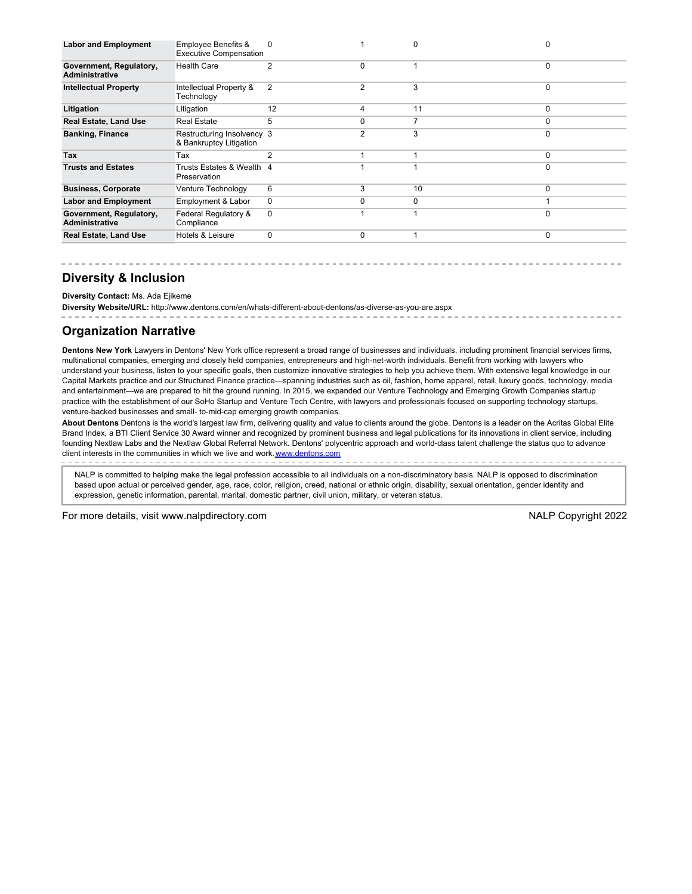| | | | | | |
|---|---|---|---|---|---|
| **Labor and Employment** | Employee Benefits & Executive Compensation | 0 | 1 | 0 | 0 |
| **Government, Regulatory, Administrative** | Health Care | 2 | 0 | 1 | 0 |
| **Intellectual Property** | Intellectual Property & Technology | 2 | 2 | 3 | 0 |
| **Litigation** | Litigation | 12 | 4 | 11 | 0 |
| **Real Estate, Land Use** | Real Estate | 5 | 0 | 7 | 0 |
| **Banking, Finance** | Restructuring Insolvency & Bankruptcy Litigation | 3 | 2 | 3 | 0 |
| **Tax** | Tax | 2 | 1 | 1 | 0 |
| **Trusts and Estates** | Trusts Estates & Wealth Preservation | 4 | 1 | 1 | 0 |
| **Business, Corporate** | Venture Technology | 6 | 3 | 10 | 0 |
| **Labor and Employment** | Employment & Labor | 0 | 0 | 0 | 1 |
| **Government, Regulatory, Administrative** | Federal Regulatory & Compliance | 0 | 1 | 1 | 0 |
| **Real Estate, Land Use** | Hotels & Leisure | 0 | 0 | 1 | 0 |

## Diversity & Inclusion

**Diversity Contact:** Ms. Ada Ejikeme

**Diversity Website/URL:** http://www.dentons.com/en/whats-different-about-dentons/as-diverse-as-you-are.aspx

## Organization Narrative

**Dentons New York** Lawyers in Dentons' New York office represent a broad range of businesses and individuals, including prominent financial services firms, multinational companies, emerging and closely held companies, entrepreneurs and high-net-worth individuals. Benefit from working with lawyers who understand your business, listen to your specific goals, then customize innovative strategies to help you achieve them. With extensive legal knowledge in our Capital Markets practice and our Structured Finance practice—spanning industries such as oil, fashion, home apparel, retail, luxury goods, technology, media and entertainment—we are prepared to hit the ground running. In 2015, we expanded our Venture Technology and Emerging Growth Companies startup practice with the establishment of our SoHo Startup and Venture Tech Centre, with lawyers and professionals focused on supporting technology startups, venture-backed businesses and small- to-mid-cap emerging growth companies.

**About Dentons** Dentons is the world's largest law firm, delivering quality and value to clients around the globe. Dentons is a leader on the Acritas Global Elite Brand Index, a BTI Client Service 30 Award winner and recognized by prominent business and legal publications for its innovations in client service, including founding Nextlaw Labs and the Nextlaw Global Referral Network. Dentons' polycentric approach and world-class talent challenge the status quo to advance client interests in the communities in which we live and work. www.dentons.com

NALP is committed to helping make the legal profession accessible to all individuals on a non-discriminatory basis. NALP is opposed to discrimination based upon actual or perceived gender, age, race, color, religion, creed, national or ethnic origin, disability, sexual orientation, gender identity and expression, genetic information, parental, marital, domestic partner, civil union, military, or veteran status.

For more details, visit www.nalpdirectory.com — NALP Copyright 2022